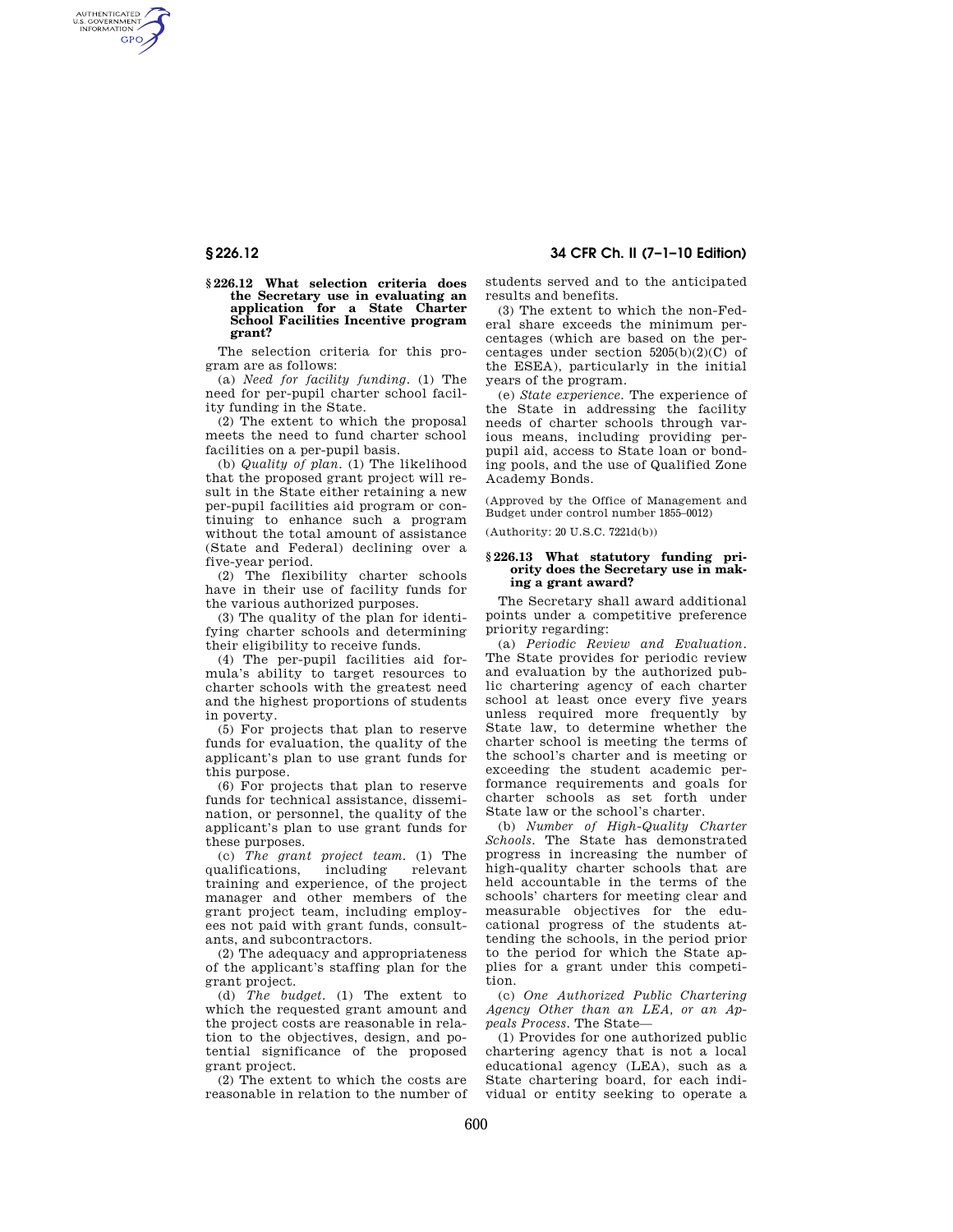### § 226.12 What selection criteria does the Secretary use in evaluating an application for a State Charter School Facilities Incentive program grant?

The selection criteria for this program are as follows:

(a) *Need for facility funding.* (1) The need for per-pupil charter school facility funding in the State.

(2) The extent to which the proposal meets the need to fund charter school facilities on a per-pupil basis.

(b) *Quality of plan.* (1) The likelihood that the proposed grant project will result in the State either retaining a new per-pupil facilities aid program or continuing to enhance such a program without the total amount of assistance (State and Federal) declining over a five-year period.

(2) The flexibility charter schools have in their use of facility funds for the various authorized purposes.

(3) The quality of the plan for identifying charter schools and determining their eligibility to receive funds.

(4) The per-pupil facilities aid formula's ability to target resources to charter schools with the greatest need and the highest proportions of students in poverty.

(5) For projects that plan to reserve funds for evaluation, the quality of the applicant's plan to use grant funds for this purpose.

(6) For projects that plan to reserve funds for technical assistance, dissemination, or personnel, the quality of the applicant's plan to use grant funds for these purposes.

(c) *The grant project team.* (1) The qualifications, including relevant training and experience, of the project manager and other members of the grant project team, including employees not paid with grant funds, consultants, and subcontractors.

(2) The adequacy and appropriateness of the applicant's staffing plan for the grant project.

(d) *The budget.* (1) The extent to which the requested grant amount and the project costs are reasonable in relation to the objectives, design, and potential significance of the proposed grant project.

(2) The extent to which the costs are reasonable in relation to the number of students served and to the anticipated results and benefits.

(3) The extent to which the non-Federal share exceeds the minimum percentages (which are based on the percentages under section 5205(b)(2)(C) of the ESEA), particularly in the initial years of the program.

(e) *State experience.* The experience of the State in addressing the facility needs of charter schools through various means, including providing per-pupil aid, access to State loan or bonding pools, and the use of Qualified Zone Academy Bonds.

(Approved by the Office of Management and Budget under control number 1855–0012)

(Authority: 20 U.S.C. 7221d(b))

### § 226.13 What statutory funding priority does the Secretary use in making a grant award?

The Secretary shall award additional points under a competitive preference priority regarding:

(a) *Periodic Review and Evaluation.* The State provides for periodic review and evaluation by the authorized public chartering agency of each charter school at least once every five years unless required more frequently by State law, to determine whether the charter school is meeting the terms of the school's charter and is meeting or exceeding the student academic performance requirements and goals for charter schools as set forth under State law or the school's charter.

(b) *Number of High-Quality Charter Schools.* The State has demonstrated progress in increasing the number of high-quality charter schools that are held accountable in the terms of the schools' charters for meeting clear and measurable objectives for the educational progress of the students attending the schools, in the period prior to the period for which the State applies for a grant under this competition.

(c) *One Authorized Public Chartering Agency Other than an LEA, or an Appeals Process.* The State—

(1) Provides for one authorized public chartering agency that is not a local educational agency (LEA), such as a State chartering board, for each individual or entity seeking to operate a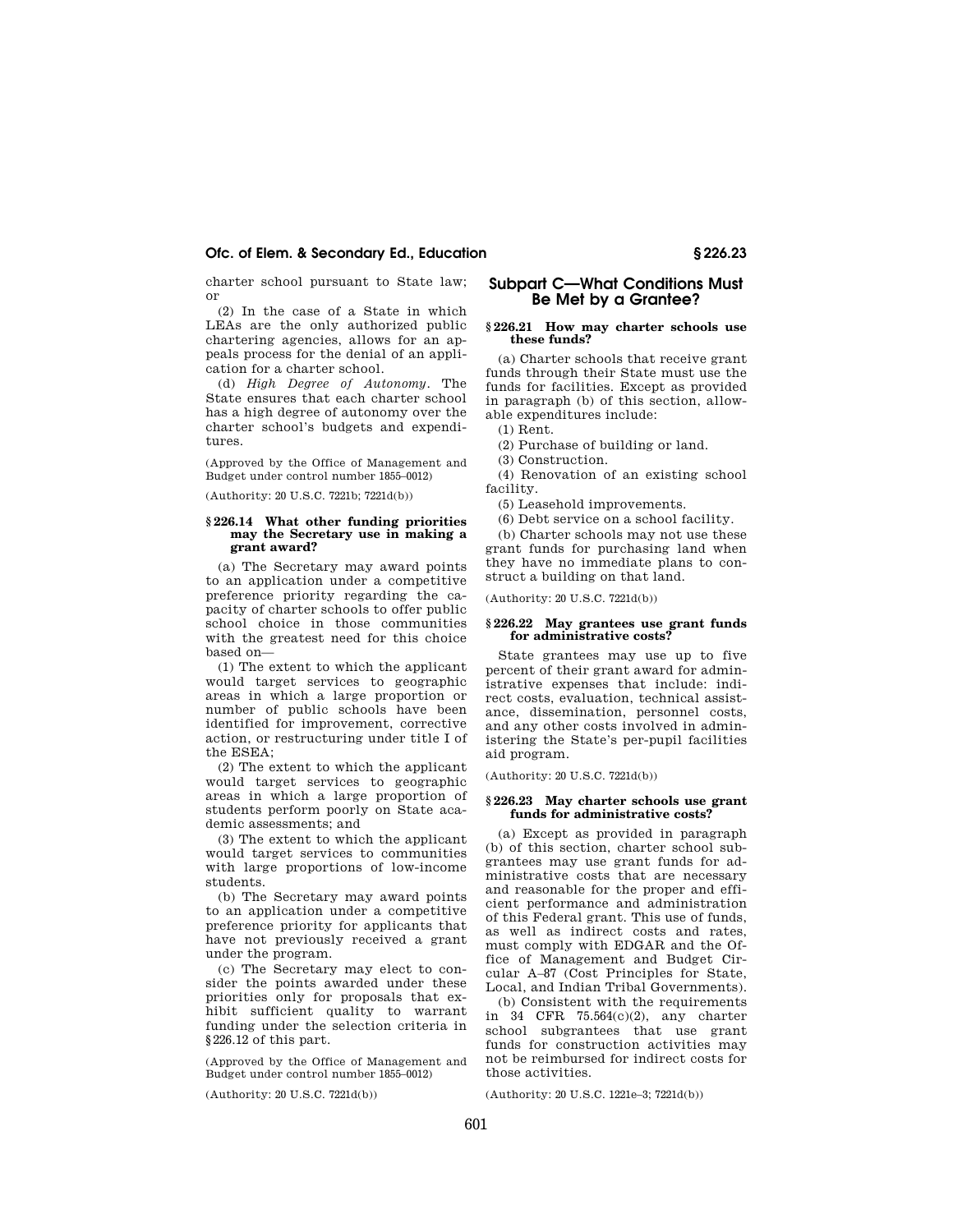charter school pursuant to State law; or

(2) In the case of a State in which LEAs are the only authorized public chartering agencies, allows for an appeals process for the denial of an application for a charter school.

(d) *High Degree of Autonomy*. The State ensures that each charter school has a high degree of autonomy over the charter school's budgets and expenditures.

(Approved by the Office of Management and Budget under control number 1855–0012)

(Authority: 20 U.S.C. 7221b; 7221d(b))

#### § 226.14 What other funding priorities may the Secretary use in making a grant award?

(a) The Secretary may award points to an application under a competitive preference priority regarding the capacity of charter schools to offer public school choice in those communities with the greatest need for this choice based on—

(1) The extent to which the applicant would target services to geographic areas in which a large proportion or number of public schools have been identified for improvement, corrective action, or restructuring under title I of the ESEA;

(2) The extent to which the applicant would target services to geographic areas in which a large proportion of students perform poorly on State academic assessments; and

(3) The extent to which the applicant would target services to communities with large proportions of low-income students.

(b) The Secretary may award points to an application under a competitive preference priority for applicants that have not previously received a grant under the program.

(c) The Secretary may elect to consider the points awarded under these priorities only for proposals that exhibit sufficient quality to warrant funding under the selection criteria in §226.12 of this part.

(Approved by the Office of Management and Budget under control number 1855–0012)

(Authority: 20 U.S.C. 7221d(b))

## Subpart C—What Conditions Must Be Met by a Grantee?

#### § 226.21 How may charter schools use these funds?

(a) Charter schools that receive grant funds through their State must use the funds for facilities. Except as provided in paragraph (b) of this section, allowable expenditures include:

(1) Rent.

(2) Purchase of building or land.

(3) Construction.

(4) Renovation of an existing school facility.

(5) Leasehold improvements.

(6) Debt service on a school facility.

(b) Charter schools may not use these grant funds for purchasing land when they have no immediate plans to construct a building on that land.

(Authority: 20 U.S.C. 7221d(b))

#### § 226.22 May grantees use grant funds for administrative costs?

State grantees may use up to five percent of their grant award for administrative expenses that include: indirect costs, evaluation, technical assistance, dissemination, personnel costs, and any other costs involved in administering the State's per-pupil facilities aid program.

(Authority: 20 U.S.C. 7221d(b))

#### § 226.23 May charter schools use grant funds for administrative costs?

(a) Except as provided in paragraph (b) of this section, charter school subgrantees may use grant funds for administrative costs that are necessary and reasonable for the proper and efficient performance and administration of this Federal grant. This use of funds, as well as indirect costs and rates, must comply with EDGAR and the Office of Management and Budget Circular A–87 (Cost Principles for State, Local, and Indian Tribal Governments).

(b) Consistent with the requirements in 34 CFR 75.564(c)(2), any charter school subgrantees that use grant funds for construction activities may not be reimbursed for indirect costs for those activities.

(Authority: 20 U.S.C. 1221e–3; 7221d(b))